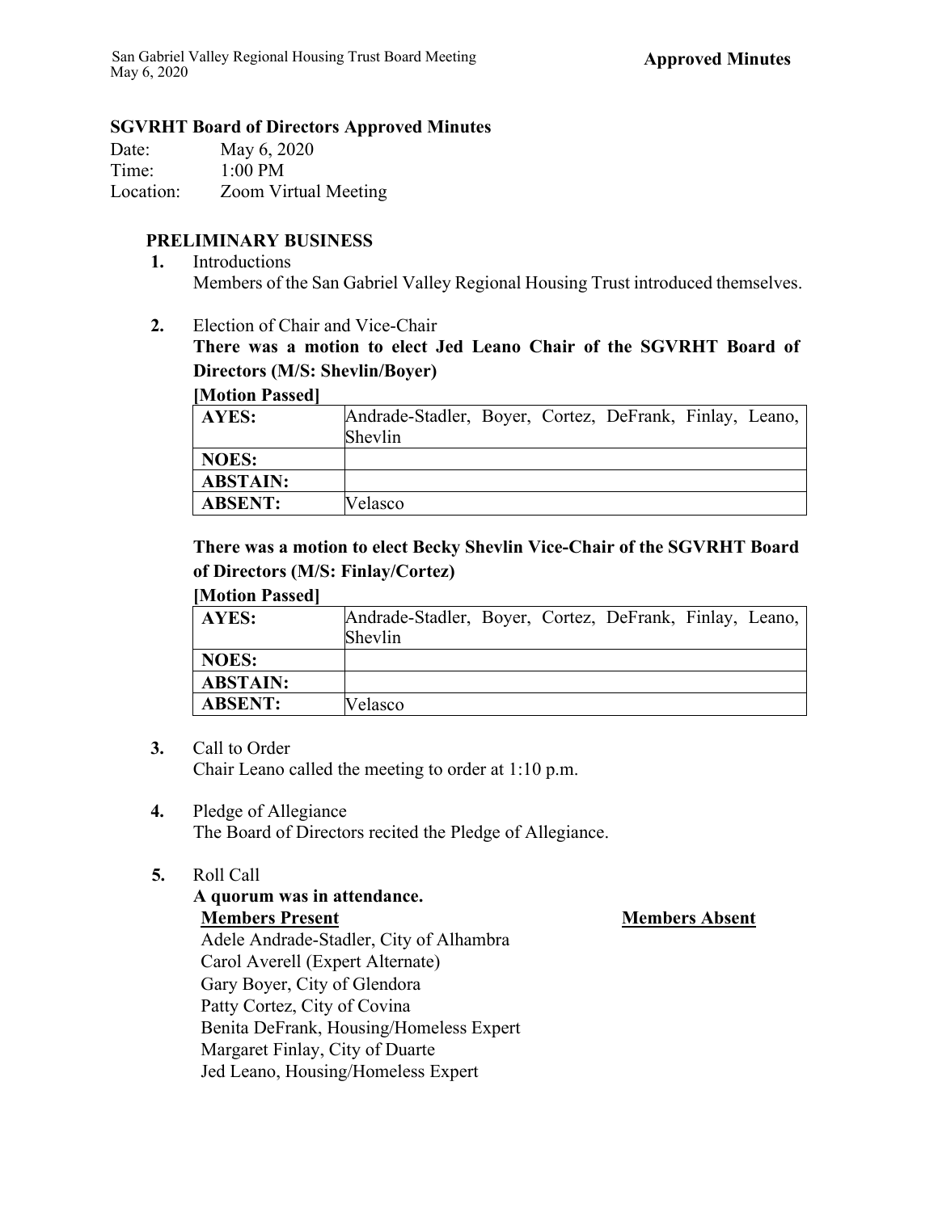**Approved Minutes**

## SGVRHT Board of Directors Approved Minutes

Date: May 6, 2020
Time: 1:00 PM
Location: Zoom Virtual Meeting

### PRELIMINARY BUSINESS

**1.** Introductions
Members of the San Gabriel Valley Regional Housing Trust introduced themselves.

**2.** Election of Chair and Vice-Chair
**There was a motion to elect Jed Leano Chair of the SGVRHT Board of Directors (M/S: Shevlin/Boyer)**
**[Motion Passed]**

| **AYES:** | Andrade-Stadler, Boyer, Cortez, DeFrank, Finlay, Leano, Shevlin |
|---|---|
| **NOES:** | |
| **ABSTAIN:** | |
| **ABSENT:** | Velasco |

**There was a motion to elect Becky Shevlin Vice-Chair of the SGVRHT Board of Directors (M/S: Finlay/Cortez)**
**[Motion Passed]**

| **AYES:** | Andrade-Stadler, Boyer, Cortez, DeFrank, Finlay, Leano, Shevlin |
|---|---|
| **NOES:** | |
| **ABSTAIN:** | |
| **ABSENT:** | Velasco |

**3.** Call to Order
Chair Leano called the meeting to order at 1:10 p.m.

**4.** Pledge of Allegiance
The Board of Directors recited the Pledge of Allegiance.

**5.** Roll Call
**A quorum was in attendance.**

**Members Present**
Adele Andrade-Stadler, City of Alhambra
Carol Averell (Expert Alternate)
Gary Boyer, City of Glendora
Patty Cortez, City of Covina
Benita DeFrank, Housing/Homeless Expert
Margaret Finlay, City of Duarte
Jed Leano, Housing/Homeless Expert

**Members Absent**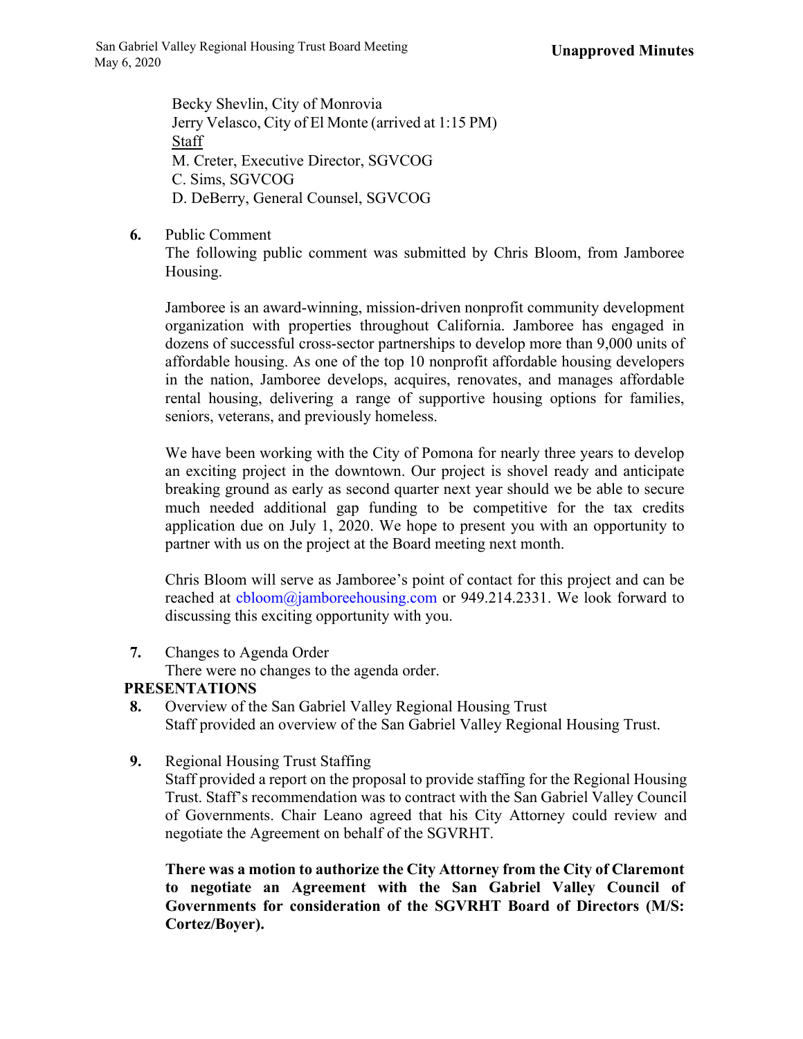Becky Shevlin, City of Monrovia
Jerry Velasco, City of El Monte (arrived at 1:15 PM)
<u>Staff</u>
M. Creter, Executive Director, SGVCOG
C. Sims, SGVCOG
D. DeBerry, General Counsel, SGVCOG

**6.** Public Comment
The following public comment was submitted by Chris Bloom, from Jamboree Housing.

Jamboree is an award-winning, mission-driven nonprofit community development organization with properties throughout California. Jamboree has engaged in dozens of successful cross-sector partnerships to develop more than 9,000 units of affordable housing. As one of the top 10 nonprofit affordable housing developers in the nation, Jamboree develops, acquires, renovates, and manages affordable rental housing, delivering a range of supportive housing options for families, seniors, veterans, and previously homeless.

We have been working with the City of Pomona for nearly three years to develop an exciting project in the downtown. Our project is shovel ready and anticipate breaking ground as early as second quarter next year should we be able to secure much needed additional gap funding to be competitive for the tax credits application due on July 1, 2020. We hope to present you with an opportunity to partner with us on the project at the Board meeting next month.

Chris Bloom will serve as Jamboree's point of contact for this project and can be reached at cbloom@jamboreehousing.com or 949.214.2331. We look forward to discussing this exciting opportunity with you.

**7.** Changes to Agenda Order
There were no changes to the agenda order.

**PRESENTATIONS**

**8.** Overview of the San Gabriel Valley Regional Housing Trust
Staff provided an overview of the San Gabriel Valley Regional Housing Trust.

**9.** Regional Housing Trust Staffing
Staff provided a report on the proposal to provide staffing for the Regional Housing Trust. Staff's recommendation was to contract with the San Gabriel Valley Council of Governments. Chair Leano agreed that his City Attorney could review and negotiate the Agreement on behalf of the SGVRHT.

**There was a motion to authorize the City Attorney from the City of Claremont to negotiate an Agreement with the San Gabriel Valley Council of Governments for consideration of the SGVRHT Board of Directors (M/S: Cortez/Boyer).**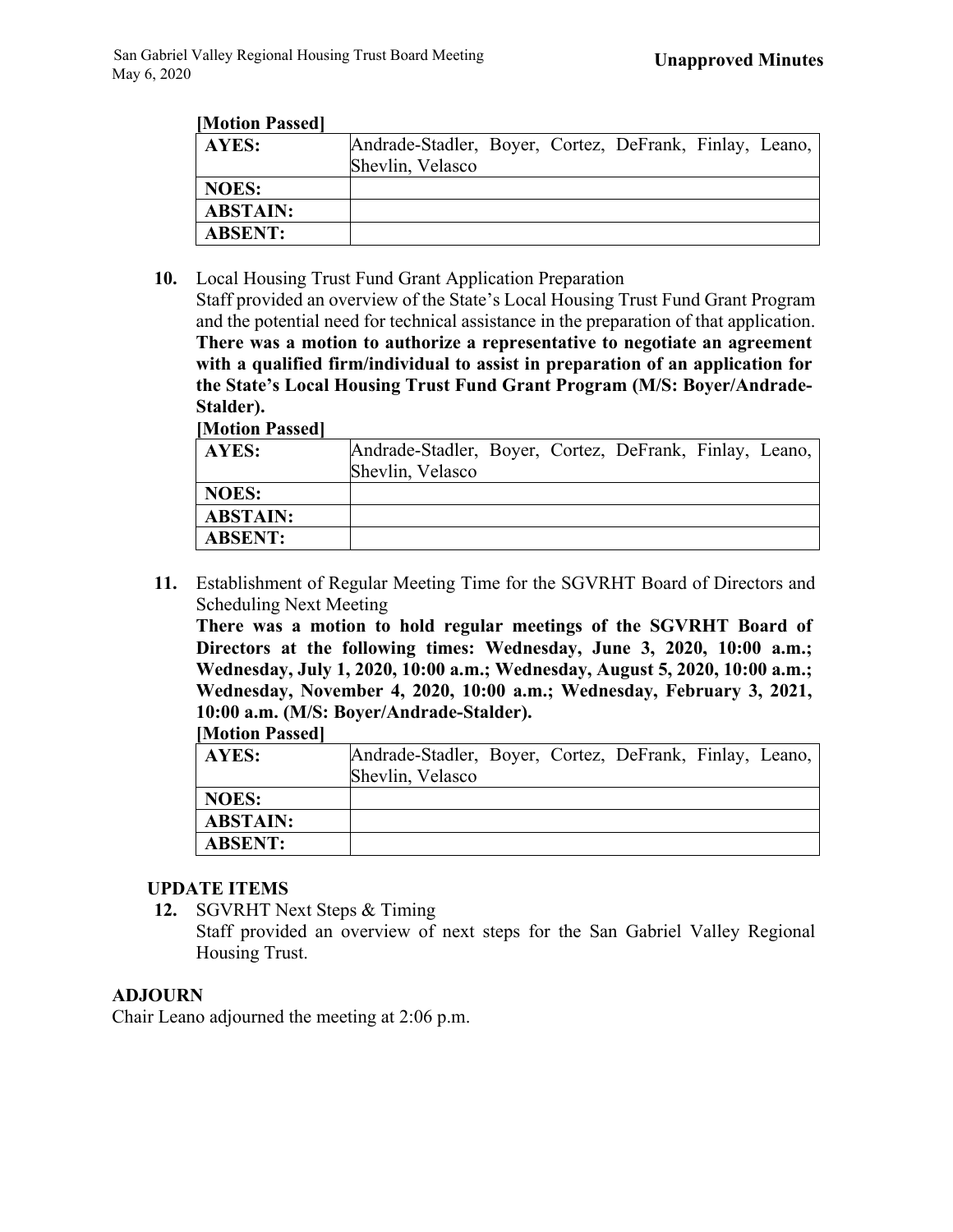**[Motion Passed]**

| | |
|---|---|
| **AYES:** | Andrade-Stadler, Boyer, Cortez, DeFrank, Finlay, Leano, Shevlin, Velasco |
| **NOES:** | |
| **ABSTAIN:** | |
| **ABSENT:** | |

**10.** Local Housing Trust Fund Grant Application Preparation

Staff provided an overview of the State's Local Housing Trust Fund Grant Program and the potential need for technical assistance in the preparation of that application. **There was a motion to authorize a representative to negotiate an agreement with a qualified firm/individual to assist in preparation of an application for the State's Local Housing Trust Fund Grant Program (M/S: Boyer/Andrade-Stalder).**

**[Motion Passed]**

| | |
|---|---|
| **AYES:** | Andrade-Stadler, Boyer, Cortez, DeFrank, Finlay, Leano, Shevlin, Velasco |
| **NOES:** | |
| **ABSTAIN:** | |
| **ABSENT:** | |

**11.** Establishment of Regular Meeting Time for the SGVRHT Board of Directors and Scheduling Next Meeting

**There was a motion to hold regular meetings of the SGVRHT Board of Directors at the following times: Wednesday, June 3, 2020, 10:00 a.m.; Wednesday, July 1, 2020, 10:00 a.m.; Wednesday, August 5, 2020, 10:00 a.m.; Wednesday, November 4, 2020, 10:00 a.m.; Wednesday, February 3, 2021, 10:00 a.m. (M/S: Boyer/Andrade-Stalder).**

**[Motion Passed]**

| | |
|---|---|
| **AYES:** | Andrade-Stadler, Boyer, Cortez, DeFrank, Finlay, Leano, Shevlin, Velasco |
| **NOES:** | |
| **ABSTAIN:** | |
| **ABSENT:** | |

## UPDATE ITEMS

**12.** SGVRHT Next Steps & Timing

Staff provided an overview of next steps for the San Gabriel Valley Regional Housing Trust.

## ADJOURN

Chair Leano adjourned the meeting at 2:06 p.m.